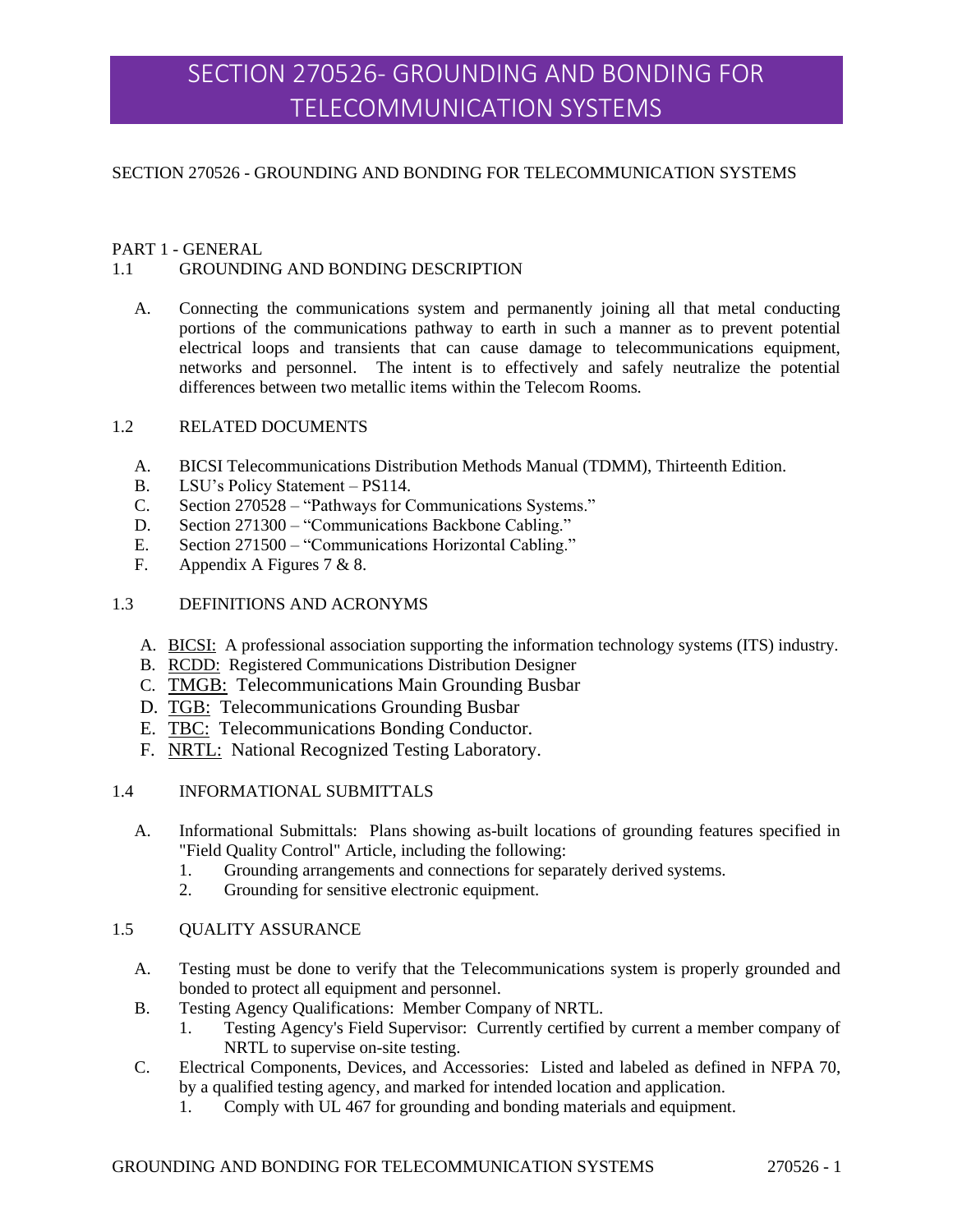# SECTION 270526- GROUNDING AND BONDING FOR TELECOMMUNICATION SYSTEMS

SECTION 270526 - GROUNDING AND BONDING FOR TELECOMMUNICATION SYSTEMS

## PART 1 - GENERAL

### 1.1 GROUNDING AND BONDING DESCRIPTION

A. Connecting the communications system and permanently joining all that metal conducting portions of the communications pathway to earth in such a manner as to prevent potential electrical loops and transients that can cause damage to telecommunications equipment, networks and personnel. The intent is to effectively and safely neutralize the potential differences between two metallic items within the Telecom Rooms.

### 1.2 RELATED DOCUMENTS

A. BICSI Telecommunications Distribution Methods Manual (TDMM), Thirteenth Edition.
B. LSU's Policy Statement – PS114.
C. Section 270528 – "Pathways for Communications Systems."
D. Section 271300 – "Communications Backbone Cabling."
E. Section 271500 – "Communications Horizontal Cabling."
F. Appendix A Figures 7 & 8.

### 1.3 DEFINITIONS AND ACRONYMS

A. BICSI: A professional association supporting the information technology systems (ITS) industry.
B. RCDD: Registered Communications Distribution Designer
C. TMGB: Telecommunications Main Grounding Busbar
D. TGB: Telecommunications Grounding Busbar
E. TBC: Telecommunications Bonding Conductor.
F. NRTL: National Recognized Testing Laboratory.

### 1.4 INFORMATIONAL SUBMITTALS

A. Informational Submittals: Plans showing as-built locations of grounding features specified in "Field Quality Control" Article, including the following:
   1. Grounding arrangements and connections for separately derived systems.
   2. Grounding for sensitive electronic equipment.

### 1.5 QUALITY ASSURANCE

A. Testing must be done to verify that the Telecommunications system is properly grounded and bonded to protect all equipment and personnel.
B. Testing Agency Qualifications: Member Company of NRTL.
   1. Testing Agency's Field Supervisor: Currently certified by current a member company of NRTL to supervise on-site testing.
C. Electrical Components, Devices, and Accessories: Listed and labeled as defined in NFPA 70, by a qualified testing agency, and marked for intended location and application.
   1. Comply with UL 467 for grounding and bonding materials and equipment.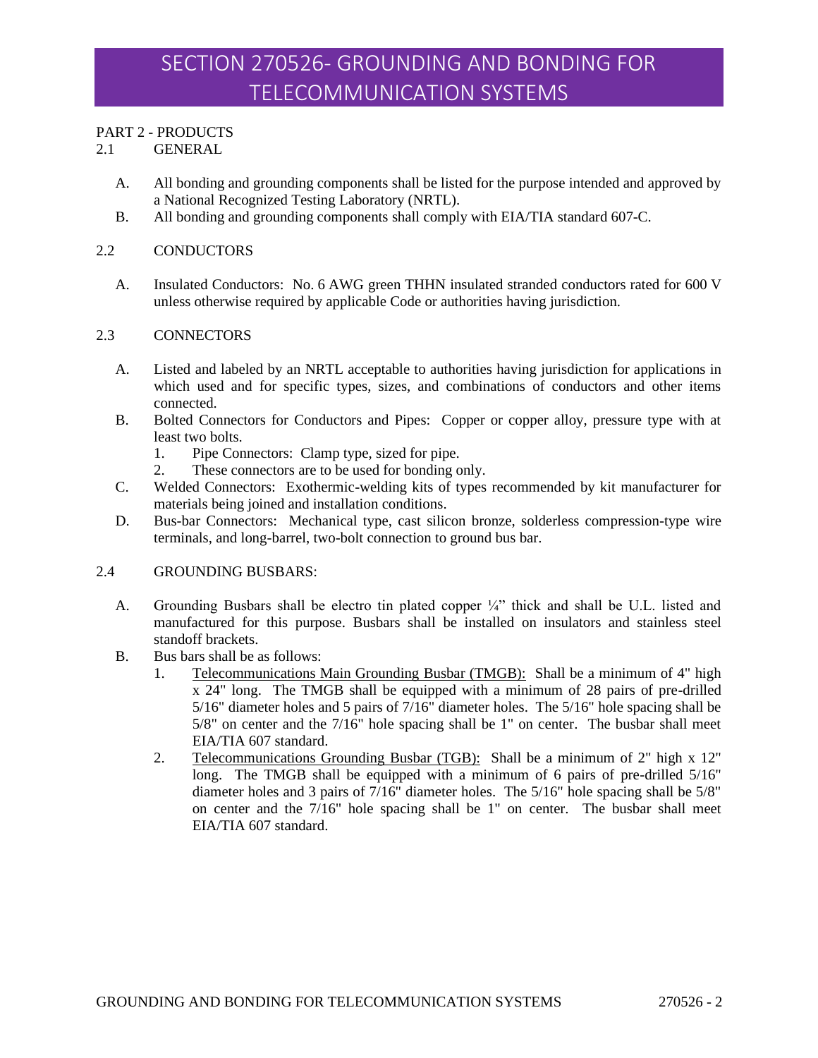# SECTION 270526- GROUNDING AND BONDING FOR TELECOMMUNICATION SYSTEMS

## PART 2 - PRODUCTS

### 2.1 GENERAL

A. All bonding and grounding components shall be listed for the purpose intended and approved by a National Recognized Testing Laboratory (NRTL).

B. All bonding and grounding components shall comply with EIA/TIA standard 607-C.

### 2.2 CONDUCTORS

A. Insulated Conductors: No. 6 AWG green THHN insulated stranded conductors rated for 600 V unless otherwise required by applicable Code or authorities having jurisdiction.

### 2.3 CONNECTORS

A. Listed and labeled by an NRTL acceptable to authorities having jurisdiction for applications in which used and for specific types, sizes, and combinations of conductors and other items connected.

B. Bolted Connectors for Conductors and Pipes: Copper or copper alloy, pressure type with at least two bolts.
   1. Pipe Connectors: Clamp type, sized for pipe.
   2. These connectors are to be used for bonding only.

C. Welded Connectors: Exothermic-welding kits of types recommended by kit manufacturer for materials being joined and installation conditions.

D. Bus-bar Connectors: Mechanical type, cast silicon bronze, solderless compression-type wire terminals, and long-barrel, two-bolt connection to ground bus bar.

### 2.4 GROUNDING BUSBARS:

A. Grounding Busbars shall be electro tin plated copper ¼" thick and shall be U.L. listed and manufactured for this purpose. Busbars shall be installed on insulators and stainless steel standoff brackets.

B. Bus bars shall be as follows:
   1. <u>Telecommunications Main Grounding Busbar (TMGB):</u> Shall be a minimum of 4" high x 24" long. The TMGB shall be equipped with a minimum of 28 pairs of pre-drilled 5/16" diameter holes and 5 pairs of 7/16" diameter holes. The 5/16" hole spacing shall be 5/8" on center and the 7/16" hole spacing shall be 1" on center. The busbar shall meet EIA/TIA 607 standard.
   2. <u>Telecommunications Grounding Busbar (TGB):</u> Shall be a minimum of 2" high x 12" long. The TMGB shall be equipped with a minimum of 6 pairs of pre-drilled 5/16" diameter holes and 3 pairs of 7/16" diameter holes. The 5/16" hole spacing shall be 5/8" on center and the 7/16" hole spacing shall be 1" on center. The busbar shall meet EIA/TIA 607 standard.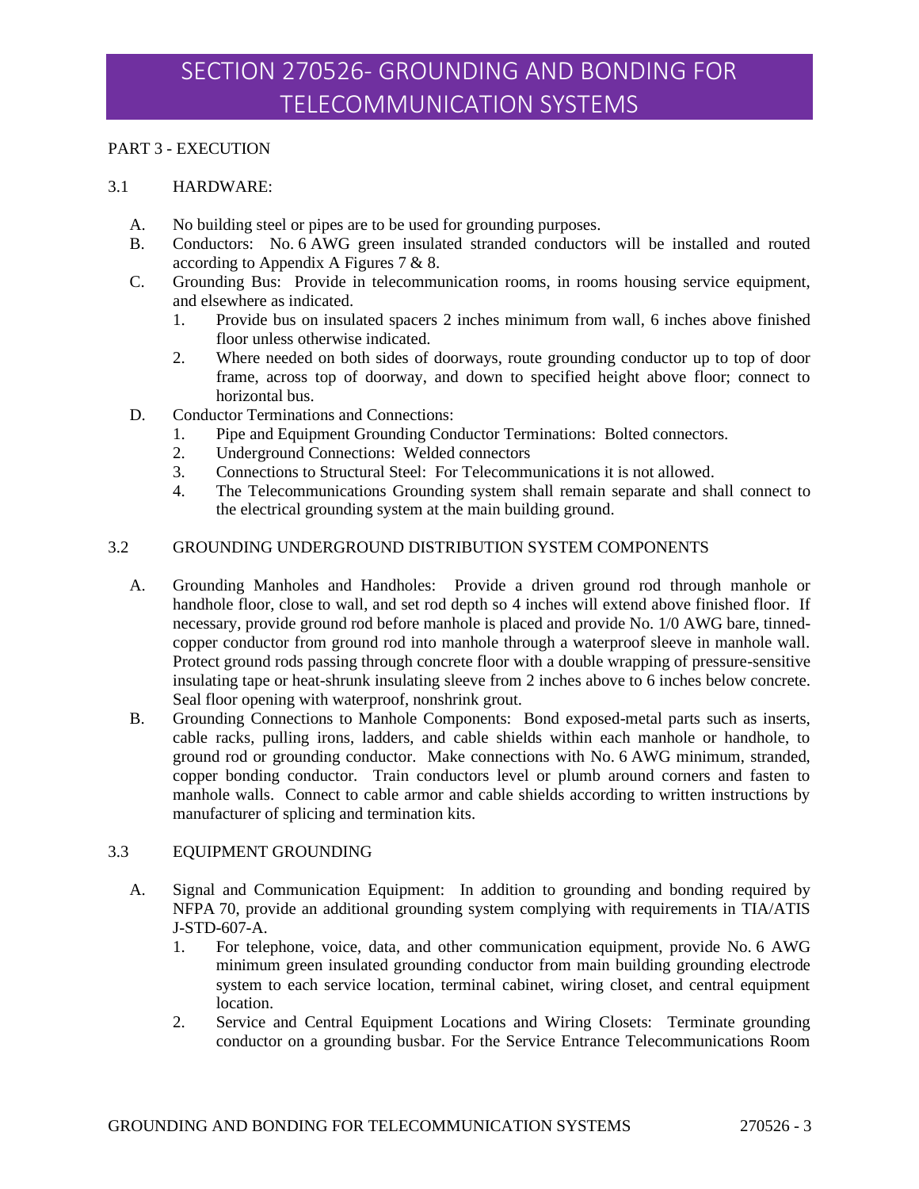# SECTION 270526- GROUNDING AND BONDING FOR TELECOMMUNICATION SYSTEMS

PART 3 - EXECUTION

3.1 HARDWARE:

A. No building steel or pipes are to be used for grounding purposes.

B. Conductors: No. 6 AWG green insulated stranded conductors will be installed and routed according to Appendix A Figures 7 & 8.

C. Grounding Bus: Provide in telecommunication rooms, in rooms housing service equipment, and elsewhere as indicated.

1. Provide bus on insulated spacers 2 inches minimum from wall, 6 inches above finished floor unless otherwise indicated.
2. Where needed on both sides of doorways, route grounding conductor up to top of door frame, across top of doorway, and down to specified height above floor; connect to horizontal bus.

D. Conductor Terminations and Connections:

1. Pipe and Equipment Grounding Conductor Terminations: Bolted connectors.
2. Underground Connections: Welded connectors
3. Connections to Structural Steel: For Telecommunications it is not allowed.
4. The Telecommunications Grounding system shall remain separate and shall connect to the electrical grounding system at the main building ground.

3.2 GROUNDING UNDERGROUND DISTRIBUTION SYSTEM COMPONENTS

A. Grounding Manholes and Handholes: Provide a driven ground rod through manhole or handhole floor, close to wall, and set rod depth so 4 inches will extend above finished floor. If necessary, provide ground rod before manhole is placed and provide No. 1/0 AWG bare, tinned-copper conductor from ground rod into manhole through a waterproof sleeve in manhole wall. Protect ground rods passing through concrete floor with a double wrapping of pressure-sensitive insulating tape or heat-shrunk insulating sleeve from 2 inches above to 6 inches below concrete. Seal floor opening with waterproof, nonshrink grout.

B. Grounding Connections to Manhole Components: Bond exposed-metal parts such as inserts, cable racks, pulling irons, ladders, and cable shields within each manhole or handhole, to ground rod or grounding conductor. Make connections with No. 6 AWG minimum, stranded, copper bonding conductor. Train conductors level or plumb around corners and fasten to manhole walls. Connect to cable armor and cable shields according to written instructions by manufacturer of splicing and termination kits.

3.3 EQUIPMENT GROUNDING

A. Signal and Communication Equipment: In addition to grounding and bonding required by NFPA 70, provide an additional grounding system complying with requirements in TIA/ATIS J-STD-607-A.

1. For telephone, voice, data, and other communication equipment, provide No. 6 AWG minimum green insulated grounding conductor from main building grounding electrode system to each service location, terminal cabinet, wiring closet, and central equipment location.
2. Service and Central Equipment Locations and Wiring Closets: Terminate grounding conductor on a grounding busbar. For the Service Entrance Telecommunications Room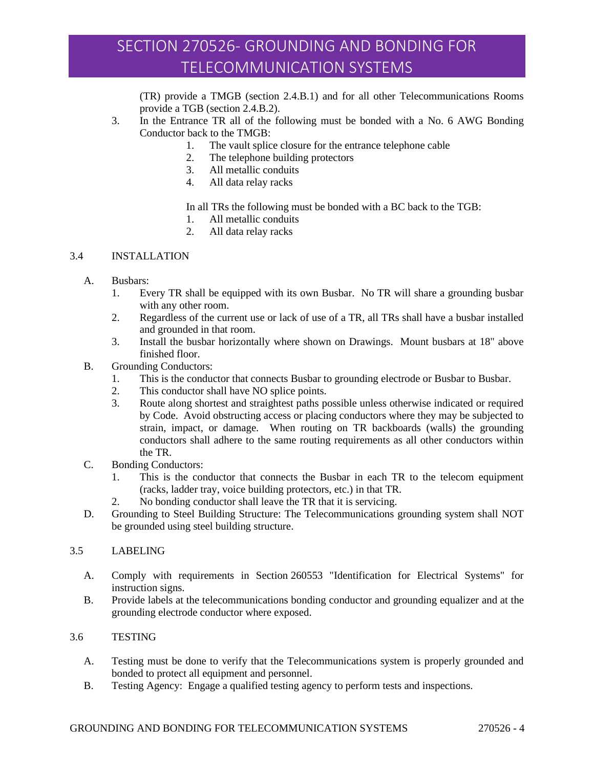(TR) provide a TMGB (section 2.4.B.1) and for all other Telecommunications Rooms provide a TGB (section 2.4.B.2).

3. In the Entrance TR all of the following must be bonded with a No. 6 AWG Bonding Conductor back to the TMGB:
    1. The vault splice closure for the entrance telephone cable
    2. The telephone building protectors
    3. All metallic conduits
    4. All data relay racks

    In all TRs the following must be bonded with a BC back to the TGB:
    1. All metallic conduits
    2. All data relay racks

## 3.4 INSTALLATION

A. Busbars:
   1. Every TR shall be equipped with its own Busbar. No TR will share a grounding busbar with any other room.
   2. Regardless of the current use or lack of use of a TR, all TRs shall have a busbar installed and grounded in that room.
   3. Install the busbar horizontally where shown on Drawings. Mount busbars at 18" above finished floor.

B. Grounding Conductors:
   1. This is the conductor that connects Busbar to grounding electrode or Busbar to Busbar.
   2. This conductor shall have NO splice points.
   3. Route along shortest and straightest paths possible unless otherwise indicated or required by Code. Avoid obstructing access or placing conductors where they may be subjected to strain, impact, or damage. When routing on TR backboards (walls) the grounding conductors shall adhere to the same routing requirements as all other conductors within the TR.

C. Bonding Conductors:
   1. This is the conductor that connects the Busbar in each TR to the telecom equipment (racks, ladder tray, voice building protectors, etc.) in that TR.
   2. No bonding conductor shall leave the TR that it is servicing.

D. Grounding to Steel Building Structure: The Telecommunications grounding system shall NOT be grounded using steel building structure.

## 3.5 LABELING

A. Comply with requirements in Section 260553 "Identification for Electrical Systems" for instruction signs.

B. Provide labels at the telecommunications bonding conductor and grounding equalizer and at the grounding electrode conductor where exposed.

## 3.6 TESTING

A. Testing must be done to verify that the Telecommunications system is properly grounded and bonded to protect all equipment and personnel.

B. Testing Agency: Engage a qualified testing agency to perform tests and inspections.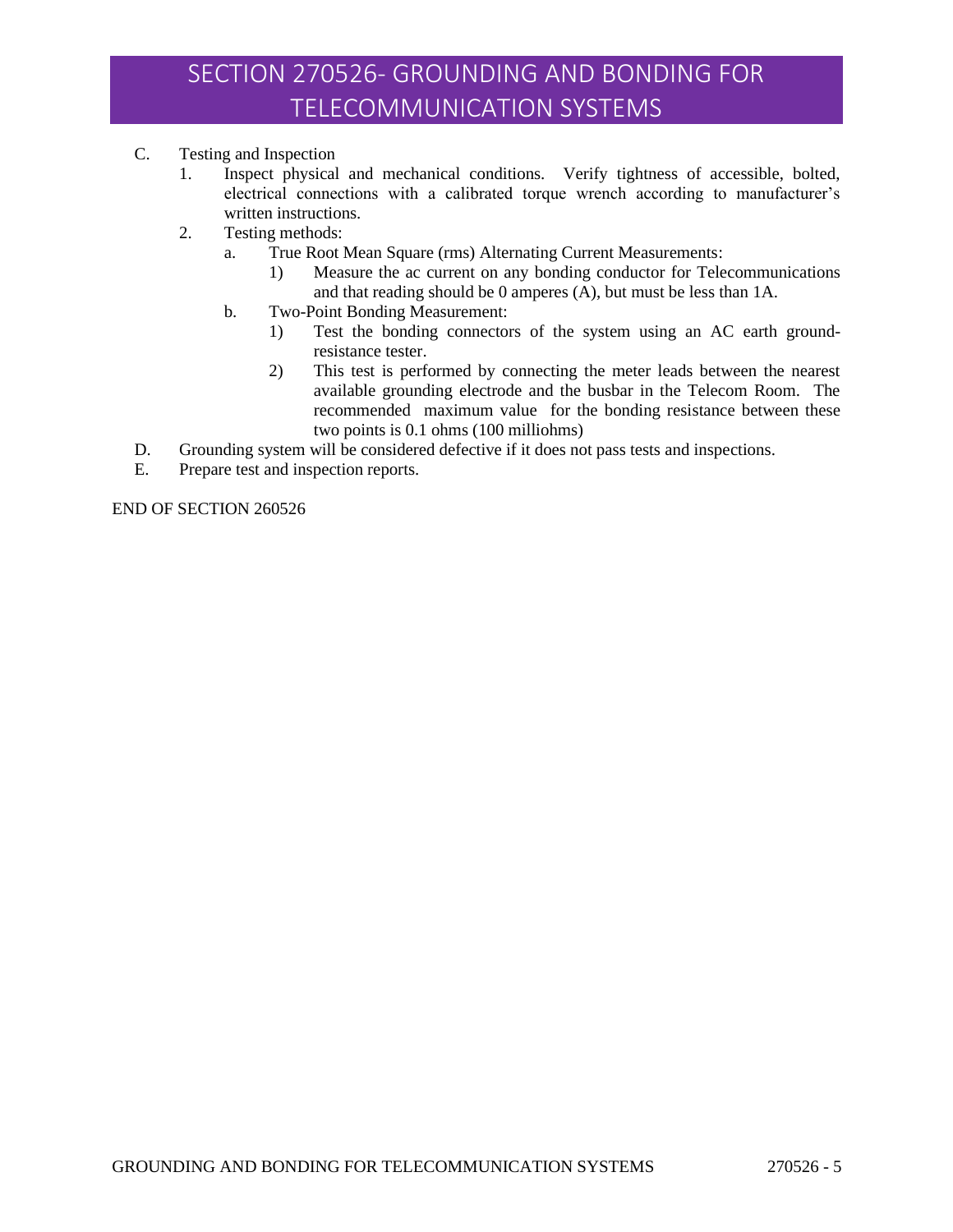# SECTION 270526- GROUNDING AND BONDING FOR TELECOMMUNICATION SYSTEMS

C. Testing and Inspection

1. Inspect physical and mechanical conditions. Verify tightness of accessible, bolted, electrical connections with a calibrated torque wrench according to manufacturer's written instructions.
2. Testing methods:
   a. True Root Mean Square (rms) Alternating Current Measurements:
      1) Measure the ac current on any bonding conductor for Telecommunications and that reading should be 0 amperes (A), but must be less than 1A.
   b. Two-Point Bonding Measurement:
      1) Test the bonding connectors of the system using an AC earth ground-resistance tester.
      2) This test is performed by connecting the meter leads between the nearest available grounding electrode and the busbar in the Telecom Room. The recommended maximum value for the bonding resistance between these two points is 0.1 ohms (100 milliohms)

D. Grounding system will be considered defective if it does not pass tests and inspections.

E. Prepare test and inspection reports.

END OF SECTION 260526